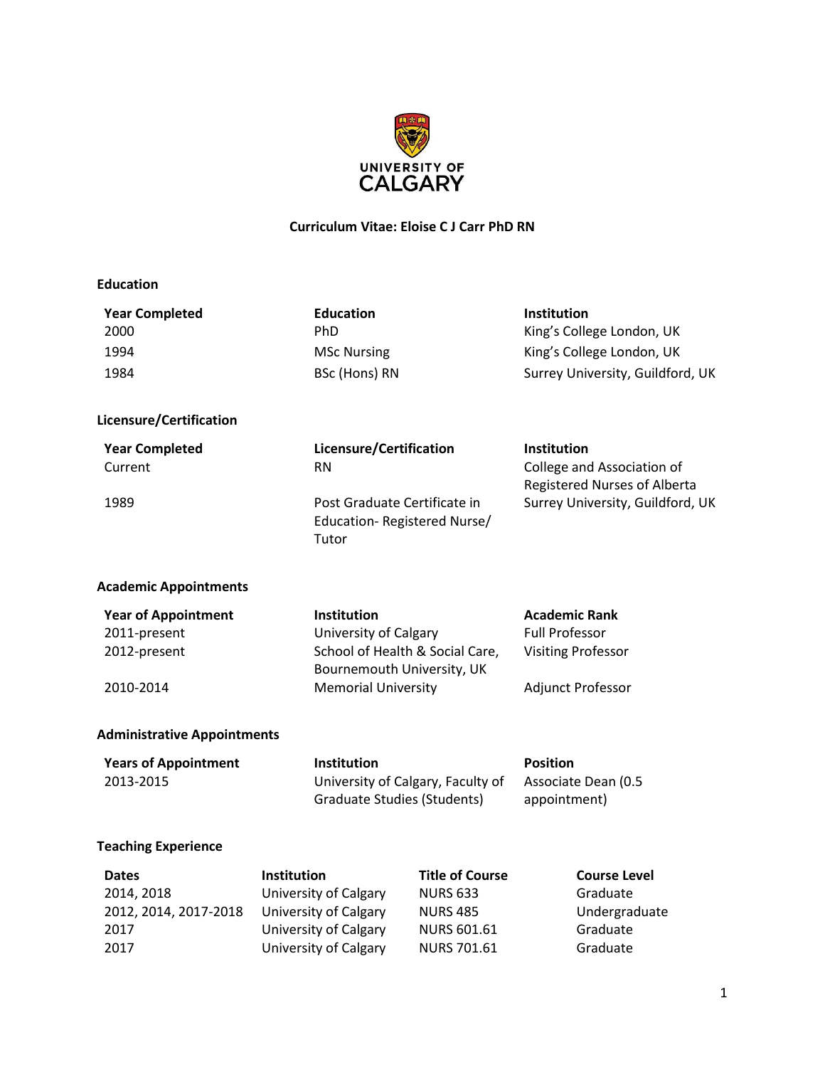UNIVERSITY OF CALGARY

# Curriculum Vitae: Eloise C J Carr PhD RN

## Education

| Year Completed | Education | Institution |
|---|---|---|
| 2000 | PhD | King's College London, UK |
| 1994 | MSc Nursing | King's College London, UK |
| 1984 | BSc (Hons) RN | Surrey University, Guildford, UK |

## Licensure/Certification

| Year Completed | Licensure/Certification | Institution |
|---|---|---|
| Current | RN | College and Association of Registered Nurses of Alberta |
| 1989 | Post Graduate Certificate in Education- Registered Nurse/ Tutor | Surrey University, Guildford, UK |

## Academic Appointments

| Year of Appointment | Institution | Academic Rank |
|---|---|---|
| 2011-present | University of Calgary | Full Professor |
| 2012-present | School of Health & Social Care, Bournemouth University, UK | Visiting Professor |
| 2010-2014 | Memorial University | Adjunct Professor |

## Administrative Appointments

| Years of Appointment | Institution | Position |
|---|---|---|
| 2013-2015 | University of Calgary, Faculty of Graduate Studies (Students) | Associate Dean (0.5 appointment) |

## Teaching Experience

| Dates | Institution | Title of Course | Course Level |
|---|---|---|---|
| 2014, 2018 | University of Calgary | NURS 633 | Graduate |
| 2012, 2014, 2017-2018 | University of Calgary | NURS 485 | Undergraduate |
| 2017 | University of Calgary | NURS 601.61 | Graduate |
| 2017 | University of Calgary | NURS 701.61 | Graduate |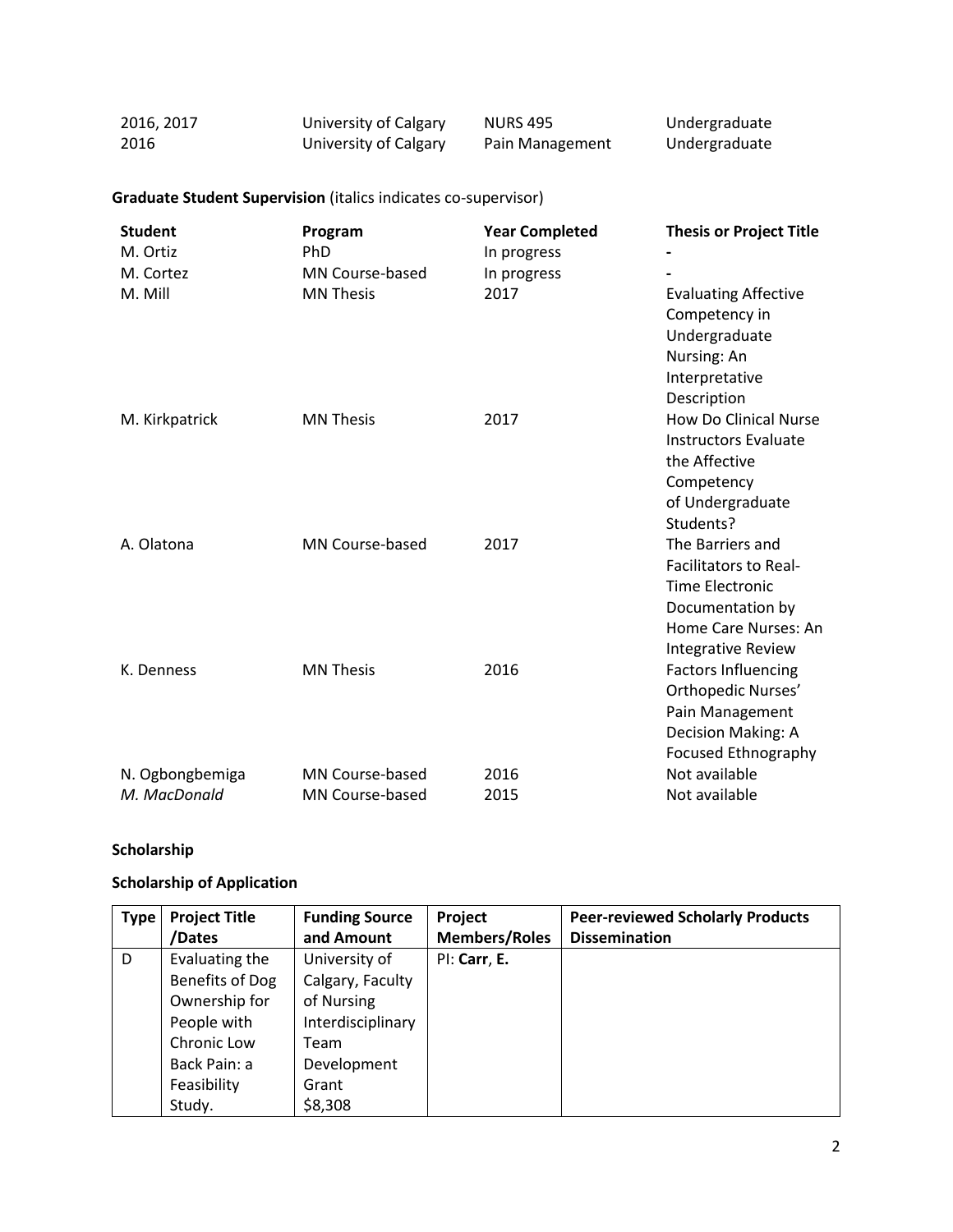| | | | |
|---|---|---|---|
| 2016, 2017 | University of Calgary | NURS 495 | Undergraduate |
| 2016 | University of Calgary | Pain Management | Undergraduate |

**Graduate Student Supervision** (italics indicates co-supervisor)

| Student | Program | Year Completed | Thesis or Project Title |
|---|---|---|---|
| M. Ortiz | PhD | In progress | - |
| M. Cortez | MN Course-based | In progress | - |
| M. Mill | MN Thesis | 2017 | Evaluating Affective Competency in Undergraduate Nursing: An Interpretative Description |
| M. Kirkpatrick | MN Thesis | 2017 | How Do Clinical Nurse Instructors Evaluate the Affective Competency of Undergraduate Students? |
| A. Olatona | MN Course-based | 2017 | The Barriers and Facilitators to Real-Time Electronic Documentation by Home Care Nurses: An Integrative Review |
| K. Denness | MN Thesis | 2016 | Factors Influencing Orthopedic Nurses' Pain Management Decision Making: A Focused Ethnography |
| N. Ogbongbemiga | MN Course-based | 2016 | Not available |
| *M. MacDonald* | MN Course-based | 2015 | Not available |

## Scholarship

### Scholarship of Application

| Type | Project Title /Dates | Funding Source and Amount | Project Members/Roles | Peer-reviewed Scholarly Products Dissemination |
|---|---|---|---|---|
| D | Evaluating the Benefits of Dog Ownership for People with Chronic Low Back Pain: a Feasibility Study. | University of Calgary, Faculty of Nursing Interdisciplinary Team Development Grant $8,308 | PI: **Carr**, **E.** | |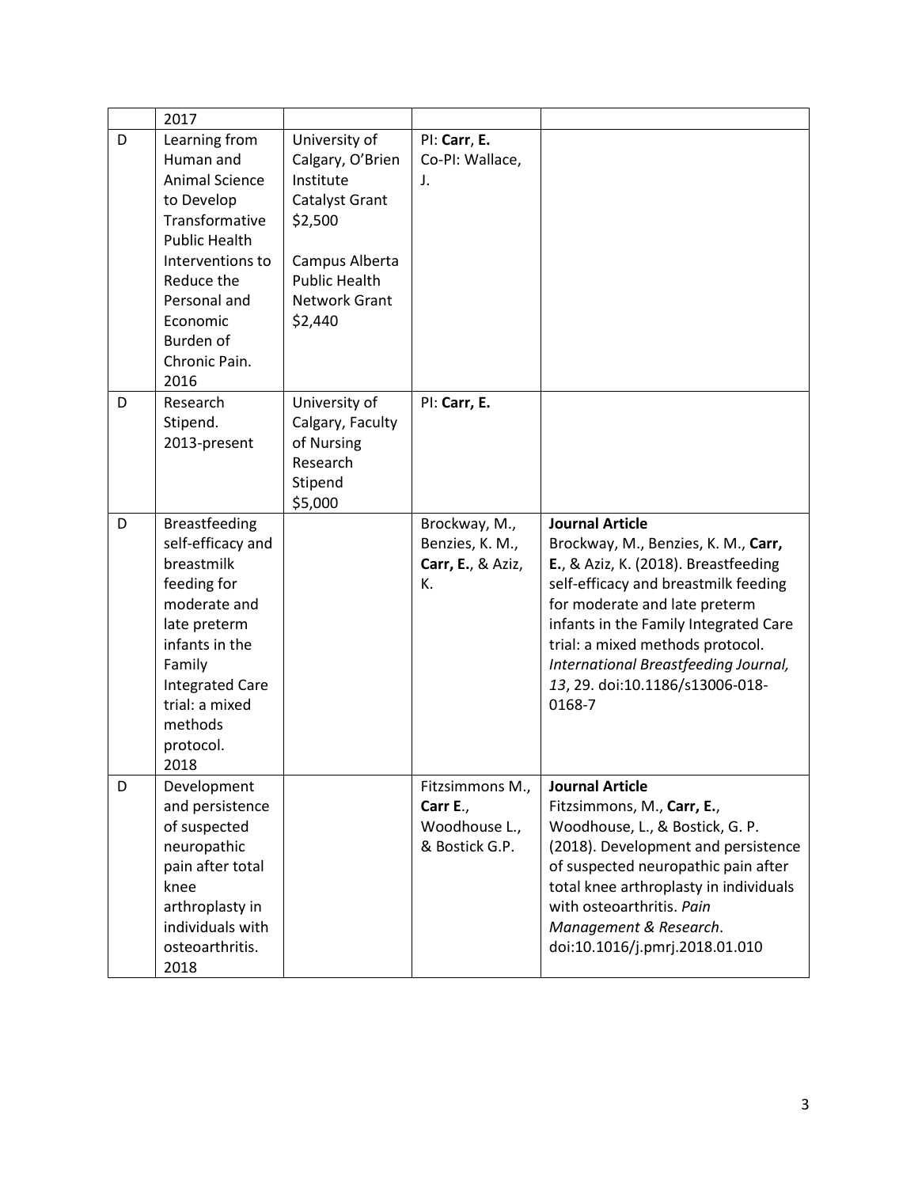| | | | | |
|---|---|---|---|---|
| | 2017 | | | |
| D | Learning from Human and Animal Science to Develop Transformative Public Health Interventions to Reduce the Personal and Economic Burden of Chronic Pain. 2016 | University of Calgary, O'Brien Institute Catalyst Grant $2,500<br><br>Campus Alberta Public Health Network Grant $2,440 | PI: **Carr**, **E.**<br>Co-PI: Wallace, J. | |
| D | Research Stipend. 2013-present | University of Calgary, Faculty of Nursing Research Stipend $5,000 | PI: **Carr, E.** | |
| D | Breastfeeding self-efficacy and breastmilk feeding for moderate and late preterm infants in the Family Integrated Care trial: a mixed methods protocol. 2018 | | Brockway, M., Benzies, K. M., **Carr, E.**, & Aziz, K. | **Journal Article**<br>Brockway, M., Benzies, K. M., **Carr, E.**, & Aziz, K. (2018). Breastfeeding self-efficacy and breastmilk feeding for moderate and late preterm infants in the Family Integrated Care trial: a mixed methods protocol. *International Breastfeeding Journal, 13*, 29. doi:10.1186/s13006-018-0168-7 |
| D | Development and persistence of suspected neuropathic pain after total knee arthroplasty in individuals with osteoarthritis. 2018 | | Fitzsimmons M., **Carr E.**, Woodhouse L., & Bostick G.P. | **Journal Article**<br>Fitzsimmons, M., **Carr, E.**, Woodhouse, L., & Bostick, G. P. (2018). Development and persistence of suspected neuropathic pain after total knee arthroplasty in individuals with osteoarthritis. *Pain Management & Research*. doi:10.1016/j.pmrj.2018.01.010 |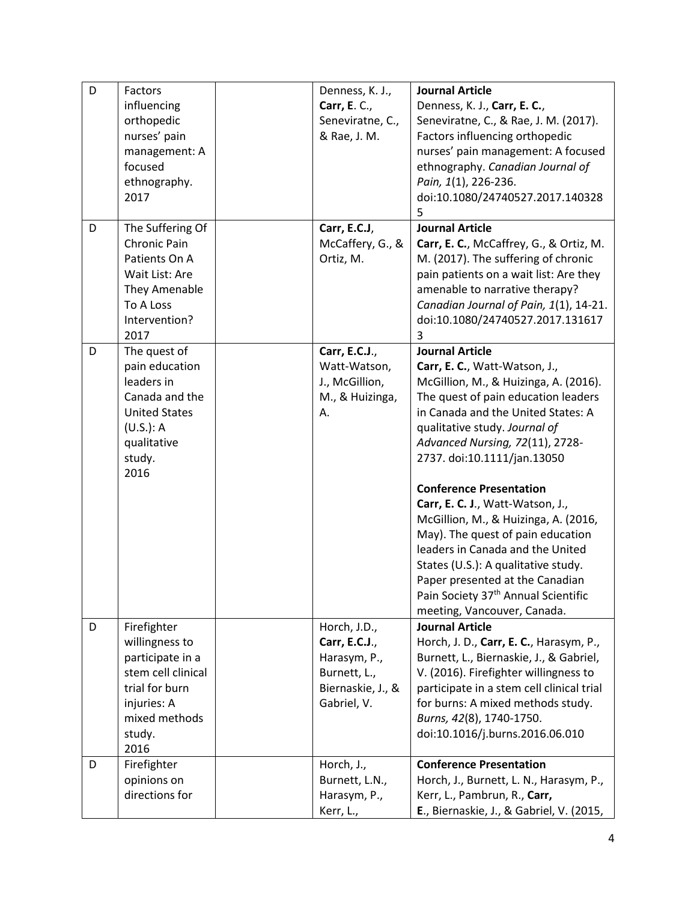| D | Factors influencing orthopedic nurses' pain management: A focused ethnography. 2017 | | Denness, K. J., **Carr, E**. C., Seneviratne, C., & Rae, J. M. | **Journal Article**<br>Denness, K. J., **Carr, E. C.**, Seneviratne, C., & Rae, J. M. (2017). Factors influencing orthopedic nurses' pain management: A focused ethnography. *Canadian Journal of Pain, 1*(1), 226-236. doi:10.1080/24740527.2017.1403285 |
|---|---|---|---|---|
| D | The Suffering Of Chronic Pain Patients On A Wait List: Are They Amenable To A Loss Intervention? 2017 | | **Carr, E.C.J**, McCaffery, G., & Ortiz, M. | **Journal Article**<br>**Carr, E. C.**, McCaffrey, G., & Ortiz, M. M. (2017). The suffering of chronic pain patients on a wait list: Are they amenable to narrative therapy? *Canadian Journal of Pain, 1*(1), 14-21. doi:10.1080/24740527.2017.1316173 |
| D | The quest of pain education leaders in Canada and the United States (U.S.): A qualitative study. 2016 | | **Carr, E.C.J.**, Watt-Watson, J., McGillion, M., & Huizinga, A. | **Journal Article**<br>**Carr, E. C.**, Watt-Watson, J., McGillion, M., & Huizinga, A. (2016). The quest of pain education leaders in Canada and the United States: A qualitative study. *Journal of Advanced Nursing, 72*(11), 2728-2737. doi:10.1111/jan.13050<br><br>**Conference Presentation**<br>**Carr, E. C. J**., Watt-Watson, J., McGillion, M., & Huizinga, A. (2016, May). The quest of pain education leaders in Canada and the United States (U.S.): A qualitative study. Paper presented at the Canadian Pain Society 37th Annual Scientific meeting, Vancouver, Canada. |
| D | Firefighter willingness to participate in a stem cell clinical trial for burn injuries: A mixed methods study. 2016 | | Horch, J.D., **Carr, E.C.J.**, Harasym, P., Burnett, L., Biernaskie, J., & Gabriel, V. | **Journal Article**<br>Horch, J. D., **Carr, E. C.**, Harasym, P., Burnett, L., Biernaskie, J., & Gabriel, V. (2016). Firefighter willingness to participate in a stem cell clinical trial for burns: A mixed methods study. *Burns, 42*(8), 1740-1750. doi:10.1016/j.burns.2016.06.010 |
| D | Firefighter opinions on directions for | | Horch, J., Burnett, L.N., Harasym, P., Kerr, L., | **Conference Presentation**<br>Horch, J., Burnett, L. N., Harasym, P., Kerr, L., Pambrun, R., **Carr, E.**, Biernaskie, J., & Gabriel, V. (2015, |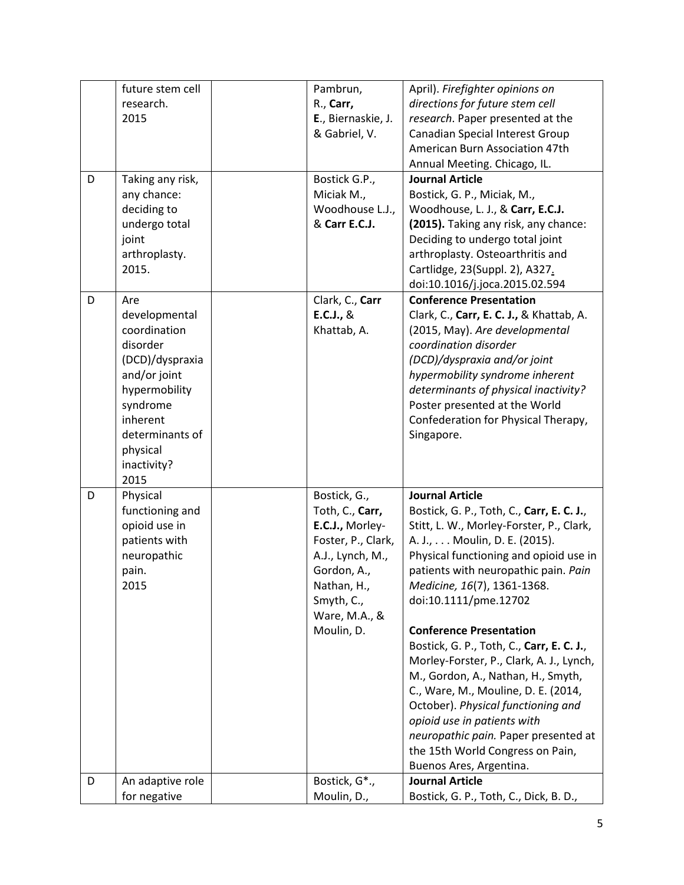| | | | | |
|---|---|---|---|---|
| | future stem cell research. 2015 | | Pambrun, R., **Carr, E**., Biernaskie, J. & Gabriel, V. | April). *Firefighter opinions on directions for future stem cell research*. Paper presented at the Canadian Special Interest Group American Burn Association 47th Annual Meeting. Chicago, IL. |
| D | Taking any risk, any chance: deciding to undergo total joint arthroplasty. 2015. | | Bostick G.P., Miciak M., Woodhouse L.J., & **Carr E.C.J.** | **Journal Article**<br>Bostick, G. P., Miciak, M., Woodhouse, L. J., & **Carr, E.C.J. (2015).** Taking any risk, any chance: Deciding to undergo total joint arthroplasty. Osteoarthritis and Cartlidge, 23(Suppl. 2), A327. doi:10.1016/j.joca.2015.02.594 |
| D | Are developmental coordination disorder (DCD)/dyspraxia and/or joint hypermobility syndrome inherent determinants of physical inactivity? 2015 | | Clark, C., **Carr E.C.J.,** & Khattab, A. | **Conference Presentation**<br>Clark, C., **Carr, E. C. J.,** & Khattab, A. (2015, May). *Are developmental coordination disorder (DCD)/dyspraxia and/or joint hypermobility syndrome inherent determinants of physical inactivity?* Poster presented at the World Confederation for Physical Therapy, Singapore. |
| D | Physical functioning and opioid use in patients with neuropathic pain. 2015 | | Bostick, G., Toth, C., **Carr, E.C.J.,** Morley-Foster, P., Clark, A.J., Lynch, M., Gordon, A., Nathan, H., Smyth, C., Ware, M.A., & Moulin, D. | **Journal Article**<br>Bostick, G. P., Toth, C., **Carr, E. C. J.**, Stitt, L. W., Morley-Forster, P., Clark, A. J., . . . Moulin, D. E. (2015). Physical functioning and opioid use in patients with neuropathic pain. *Pain Medicine, 16*(7), 1361-1368. doi:10.1111/pme.12702<br><br>**Conference Presentation**<br>Bostick, G. P., Toth, C., **Carr, E. C. J.**, Morley-Forster, P., Clark, A. J., Lynch, M., Gordon, A., Nathan, H., Smyth, C., Ware, M., Mouline, D. E. (2014, October). *Physical functioning and opioid use in patients with neuropathic pain.* Paper presented at the 15th World Congress on Pain, Buenos Ares, Argentina. |
| D | An adaptive role for negative | | Bostick, G*., Moulin, D., | **Journal Article**<br>Bostick, G. P., Toth, C., Dick, B. D., |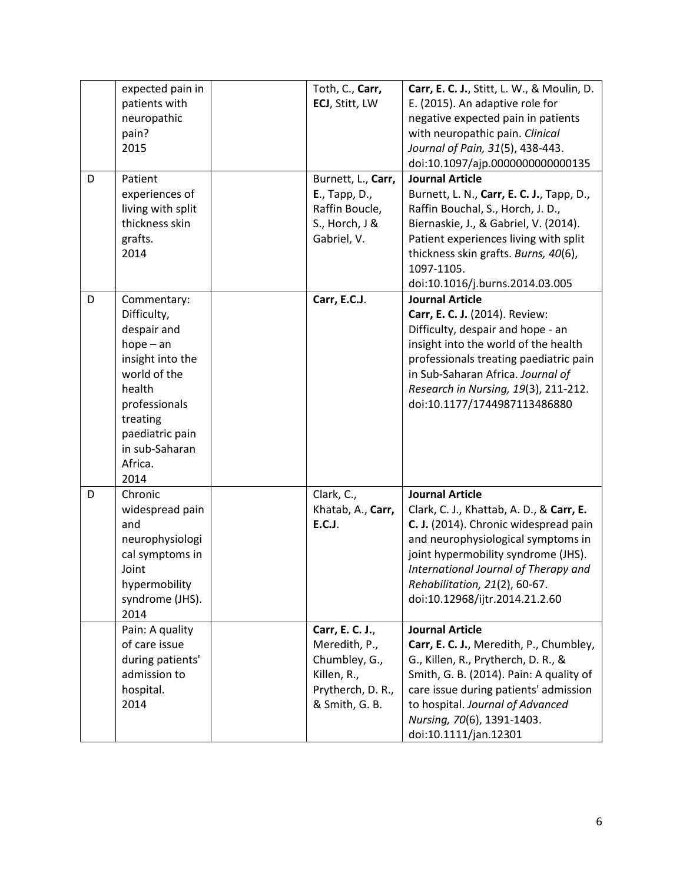| | | | | |
|---|---|---|---|---|
| | expected pain in patients with neuropathic pain?<br>2015 | | Toth, C., **Carr, ECJ**, Stitt, LW | **Carr, E. C. J.**, Stitt, L. W., & Moulin, D. E. (2015). An adaptive role for negative expected pain in patients with neuropathic pain. *Clinical Journal of Pain, 31*(5), 438-443. doi:10.1097/ajp.0000000000000135 |
| D | Patient experiences of living with split thickness skin grafts.<br>2014 | | Burnett, L., **Carr, E**., Tapp, D., Raffin Boucle, S., Horch, J & Gabriel, V. | **Journal Article**<br>Burnett, L. N., **Carr, E. C. J.**, Tapp, D., Raffin Bouchal, S., Horch, J. D., Biernaskie, J., & Gabriel, V. (2014). Patient experiences living with split thickness skin grafts. *Burns, 40*(6), 1097-1105. doi:10.1016/j.burns.2014.03.005 |
| D | Commentary: Difficulty, despair and hope – an insight into the world of the health professionals treating paediatric pain in sub-Saharan Africa.<br>2014 | | **Carr, E.C.J**. | **Journal Article**<br>**Carr, E. C. J.** (2014). Review: Difficulty, despair and hope - an insight into the world of the health professionals treating paediatric pain in Sub-Saharan Africa. *Journal of Research in Nursing, 19*(3), 211-212. doi:10.1177/1744987113486880 |
| D | Chronic widespread pain and neurophysiological symptoms in Joint hypermobility syndrome (JHS).<br>2014 | | Clark, C., Khatab, A., **Carr, E.C.J**. | **Journal Article**<br>Clark, C. J., Khattab, A. D., & **Carr, E. C. J.** (2014). Chronic widespread pain and neurophysiological symptoms in joint hypermobility syndrome (JHS). *International Journal of Therapy and Rehabilitation, 21*(2), 60-67. doi:10.12968/ijtr.2014.21.2.60 |
| | Pain: A quality of care issue during patients' admission to hospital.<br>2014 | | **Carr, E. C. J.**, Meredith, P., Chumbley, G., Killen, R., Prytherch, D. R., & Smith, G. B. | **Journal Article**<br>**Carr, E. C. J.**, Meredith, P., Chumbley, G., Killen, R., Prytherch, D. R., & Smith, G. B. (2014). Pain: A quality of care issue during patients' admission to hospital. *Journal of Advanced Nursing, 70*(6), 1391-1403. doi:10.1111/jan.12301 |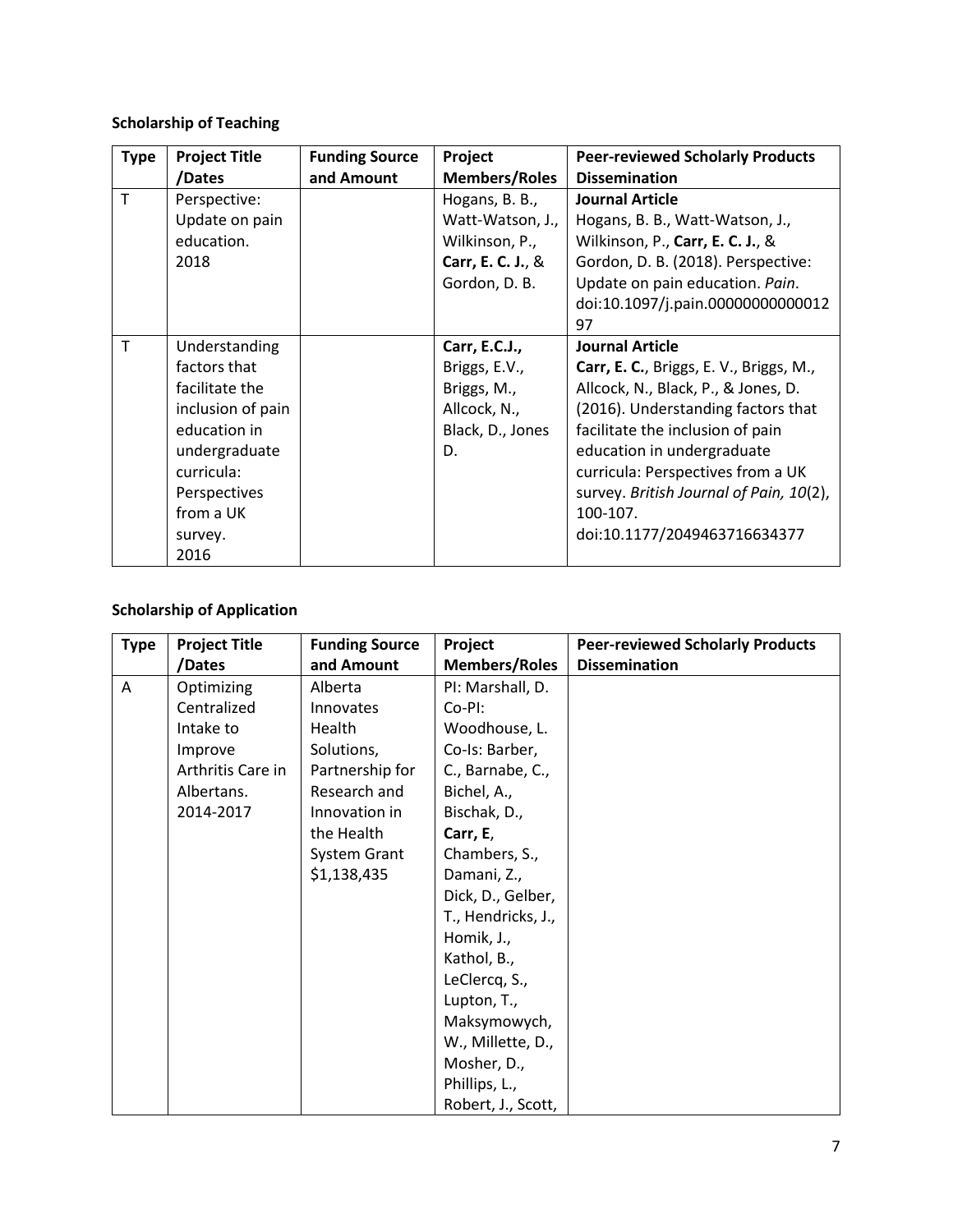**Scholarship of Teaching**

| Type | Project Title /Dates | Funding Source and Amount | Project Members/Roles | Peer-reviewed Scholarly Products Dissemination |
|---|---|---|---|---|
| T | Perspective: Update on pain education. 2018 | | Hogans, B. B., Watt-Watson, J., Wilkinson, P., **Carr, E. C. J.**, & Gordon, D. B. | **Journal Article** Hogans, B. B., Watt-Watson, J., Wilkinson, P., **Carr, E. C. J.**, & Gordon, D. B. (2018). Perspective: Update on pain education. *Pain*. doi:10.1097/j.pain.0000000000001297 |
| T | Understanding factors that facilitate the inclusion of pain education in undergraduate curricula: Perspectives from a UK survey. 2016 | | **Carr, E.C.J.**, Briggs, E.V., Briggs, M., Allcock, N., Black, D., Jones D. | **Journal Article** **Carr, E. C.**, Briggs, E. V., Briggs, M., Allcock, N., Black, P., & Jones, D. (2016). Understanding factors that facilitate the inclusion of pain education in undergraduate curricula: Perspectives from a UK survey. *British Journal of Pain, 10*(2), 100-107. doi:10.1177/2049463716634377 |

**Scholarship of Application**

| Type | Project Title /Dates | Funding Source and Amount | Project Members/Roles | Peer-reviewed Scholarly Products Dissemination |
|---|---|---|---|---|
| A | Optimizing Centralized Intake to Improve Arthritis Care in Albertans. 2014-2017 | Alberta Innovates Health Solutions, Partnership for Research and Innovation in the Health System Grant $1,138,435 | PI: Marshall, D. Co-PI: Woodhouse, L. Co-Is: Barber, C., Barnabe, C., Bichel, A., Bischak, D., **Carr, E**, Chambers, S., Damani, Z., Dick, D., Gelber, T., Hendricks, J., Homik, J., Kathol, B., LeClercq, S., Lupton, T., Maksymowych, W., Millette, D., Mosher, D., Phillips, L., Robert, J., Scott, | |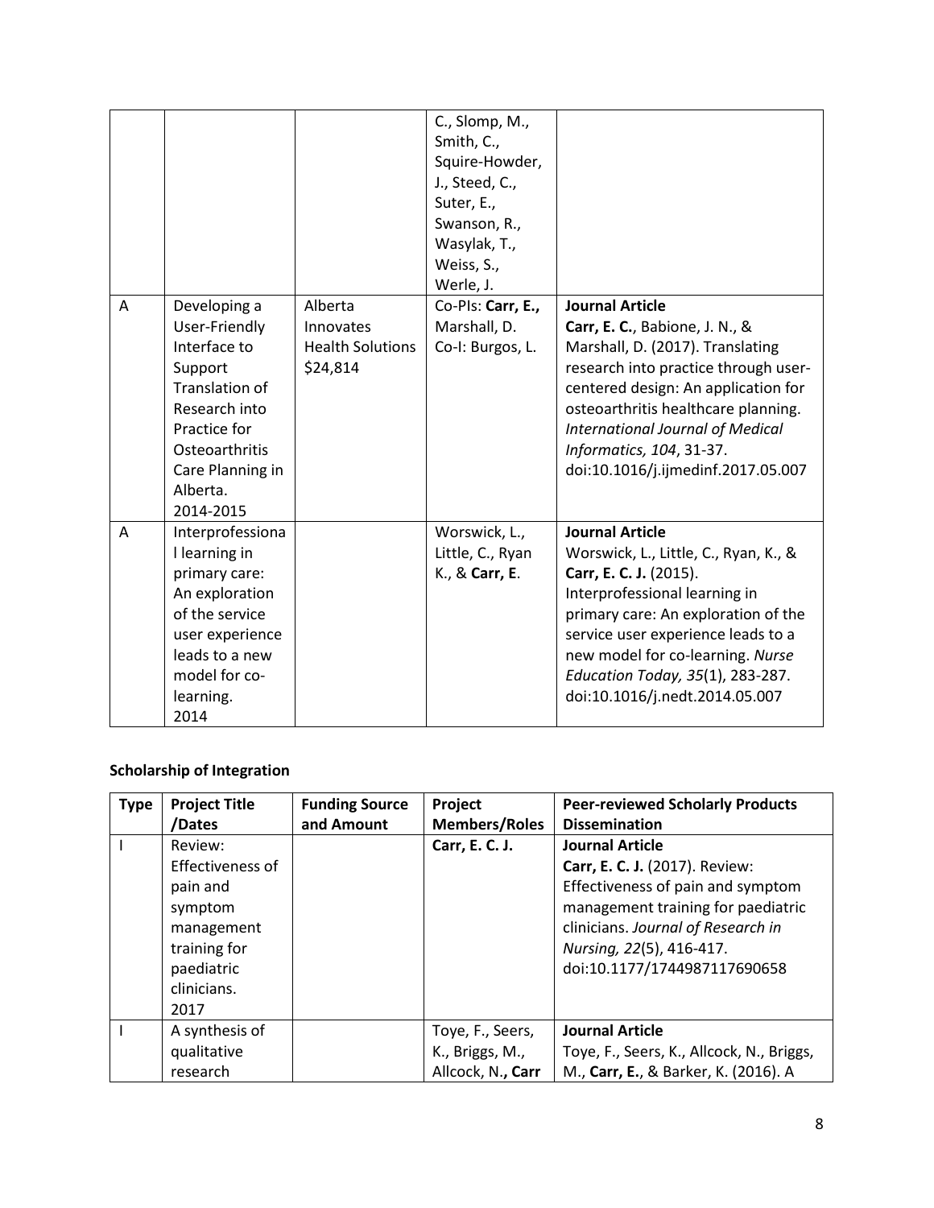| | | | C., Slomp, M., Smith, C., Squire-Howder, J., Steed, C., Suter, E., Swanson, R., Wasylak, T., Weiss, S., Werle, J. | |
|---|---|---|---|---|
| A | Developing a User-Friendly Interface to Support Translation of Research into Practice for Osteoarthritis Care Planning in Alberta. 2014-2015 | Alberta Innovates Health Solutions $24,814 | Co-PIs: **Carr, E.,** Marshall, D. Co-I: Burgos, L. | **Journal Article** **Carr, E. C.**, Babione, J. N., & Marshall, D. (2017). Translating research into practice through user-centered design: An application for osteoarthritis healthcare planning. *International Journal of Medical Informatics, 104*, 31-37. doi:10.1016/j.ijmedinf.2017.05.007 |
| A | Interprofessional learning in primary care: An exploration of the service user experience leads to a new model for co-learning. 2014 | | Worswick, L., Little, C., Ryan K., & **Carr, E**. | **Journal Article** Worswick, L., Little, C., Ryan, K., & **Carr, E. C. J.** (2015). Interprofessional learning in primary care: An exploration of the service user experience leads to a new model for co-learning. *Nurse Education Today, 35*(1), 283-287. doi:10.1016/j.nedt.2014.05.007 |

**Scholarship of Integration**

| Type | Project Title /Dates | Funding Source and Amount | Project Members/Roles | Peer-reviewed Scholarly Products Dissemination |
|---|---|---|---|---|
| I | Review: Effectiveness of pain and symptom management training for paediatric clinicians. 2017 | | **Carr, E. C. J.** | **Journal Article** **Carr, E. C. J.** (2017). Review: Effectiveness of pain and symptom management training for paediatric clinicians. *Journal of Research in Nursing, 22*(5), 416-417. doi:10.1177/1744987117690658 |
| I | A synthesis of qualitative research | | Toye, F., Seers, K., Briggs, M., Allcock, N.**, Carr** | **Journal Article** Toye, F., Seers, K., Allcock, N., Briggs, M., **Carr, E.**, & Barker, K. (2016). A |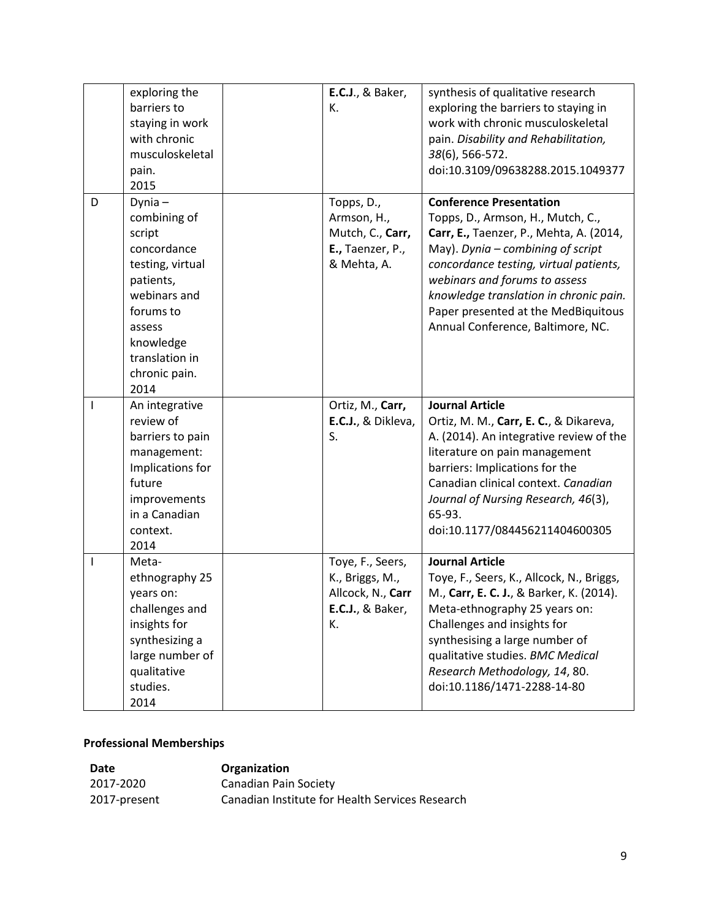| | | | | |
|---|---|---|---|---|
| | exploring the barriers to staying in work with chronic musculoskeletal pain. 2015 | | **E.C.J**., & Baker, K. | synthesis of qualitative research exploring the barriers to staying in work with chronic musculoskeletal pain. *Disability and Rehabilitation, 38*(6), 566-572. doi:10.3109/09638288.2015.1049377 |
| D | Dynia – combining of script concordance testing, virtual patients, webinars and forums to assess knowledge translation in chronic pain. 2014 | | Topps, D., Armson, H., Mutch, C., **Carr, E.,** Taenzer, P., & Mehta, A. | **Conference Presentation** Topps, D., Armson, H., Mutch, C., **Carr, E.,** Taenzer, P., Mehta, A. (2014, May). *Dynia – combining of script concordance testing, virtual patients, webinars and forums to assess knowledge translation in chronic pain.* Paper presented at the MedBiquitous Annual Conference, Baltimore, NC. |
| I | An integrative review of barriers to pain management: Implications for future improvements in a Canadian context. 2014 | | Ortiz, M., **Carr, E.C.J.**, & Dikleva, S. | **Journal Article** Ortiz, M. M., **Carr, E. C.**, & Dikareva, A. (2014). An integrative review of the literature on pain management barriers: Implications for the Canadian clinical context. *Canadian Journal of Nursing Research, 46*(3), 65-93. doi:10.1177/084456211404600305 |
| I | Meta-ethnography 25 years on: challenges and insights for synthesizing a large number of qualitative studies. 2014 | | Toye, F., Seers, K., Briggs, M., Allcock, N., **Carr E.C.J.**, & Baker, K. | **Journal Article** Toye, F., Seers, K., Allcock, N., Briggs, M., **Carr, E. C. J.**, & Barker, K. (2014). Meta-ethnography 25 years on: Challenges and insights for synthesising a large number of qualitative studies. *BMC Medical Research Methodology, 14*, 80. doi:10.1186/1471-2288-14-80 |

**Professional Memberships**

| Date | Organization |
|---|---|
| 2017-2020 | Canadian Pain Society |
| 2017-present | Canadian Institute for Health Services Research |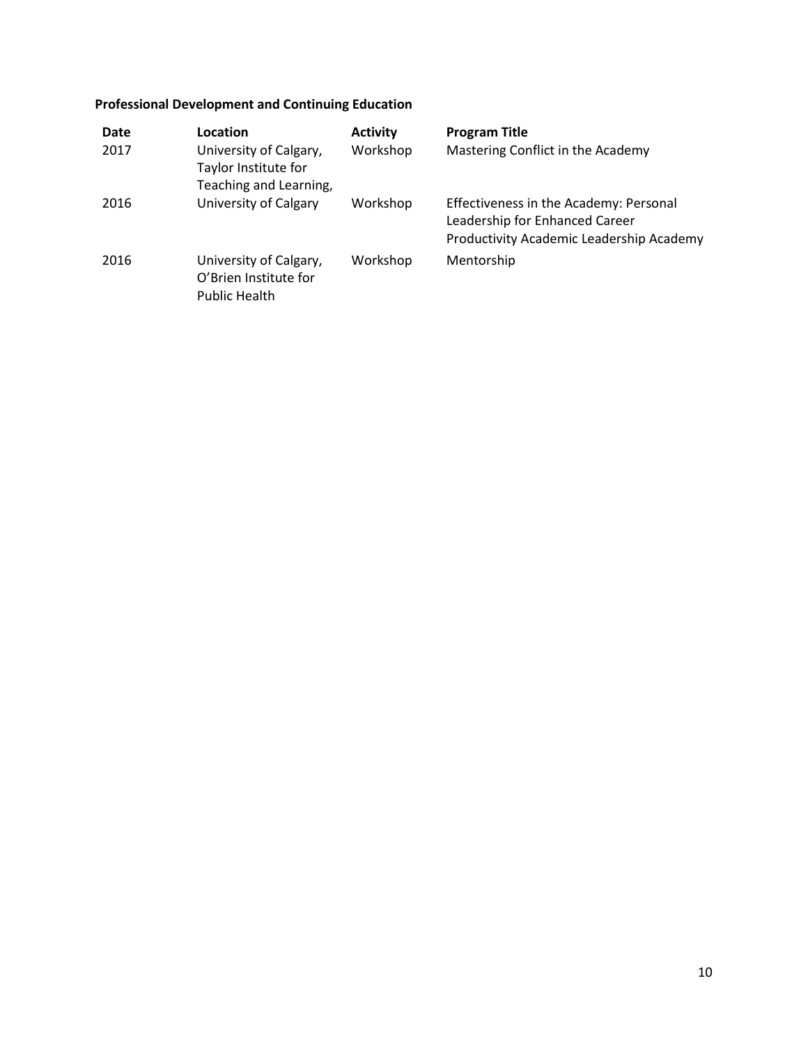**Professional Development and Continuing Education**

| Date | Location | Activity | Program Title |
|---|---|---|---|
| 2017 | University of Calgary, Taylor Institute for Teaching and Learning, | Workshop | Mastering Conflict in the Academy |
| 2016 | University of Calgary | Workshop | Effectiveness in the Academy: Personal Leadership for Enhanced Career Productivity Academic Leadership Academy |
| 2016 | University of Calgary, O'Brien Institute for Public Health | Workshop | Mentorship |